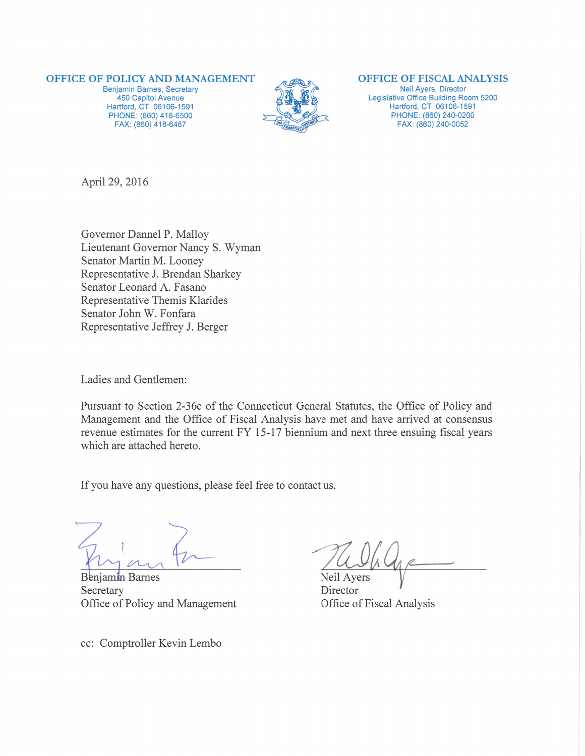**OFFICE OF POLICY AND MANAGEMENT**
Benjamin Barnes, Secretary
450 Capitol Avenue
Hartford, CT 06106-1591
PHONE: (860) 418-6500
FAX: (860) 418-6487

**OFFICE OF FISCAL ANALYSIS**
Neil Ayers, Director
Legislative Office Building Room 5200
Hartford, CT 06106-1591
PHONE: (860) 240-0200
FAX: (860) 240-0052

April 29, 2016

Governor Dannel P. Malloy
Lieutenant Governor Nancy S. Wyman
Senator Martin M. Looney
Representative J. Brendan Sharkey
Senator Leonard A. Fasano
Representative Themis Klarides
Senator John W. Fonfara
Representative Jeffrey J. Berger

Ladies and Gentlemen:

Pursuant to Section 2-36c of the Connecticut General Statutes, the Office of Policy and Management and the Office of Fiscal Analysis have met and have arrived at consensus revenue estimates for the current FY 15-17 biennium and next three ensuing fiscal years which are attached hereto.

If you have any questions, please feel free to contact us.

Benjamin Barnes
Secretary
Office of Policy and Management

Neil Ayers
Director
Office of Fiscal Analysis

cc: Comptroller Kevin Lembo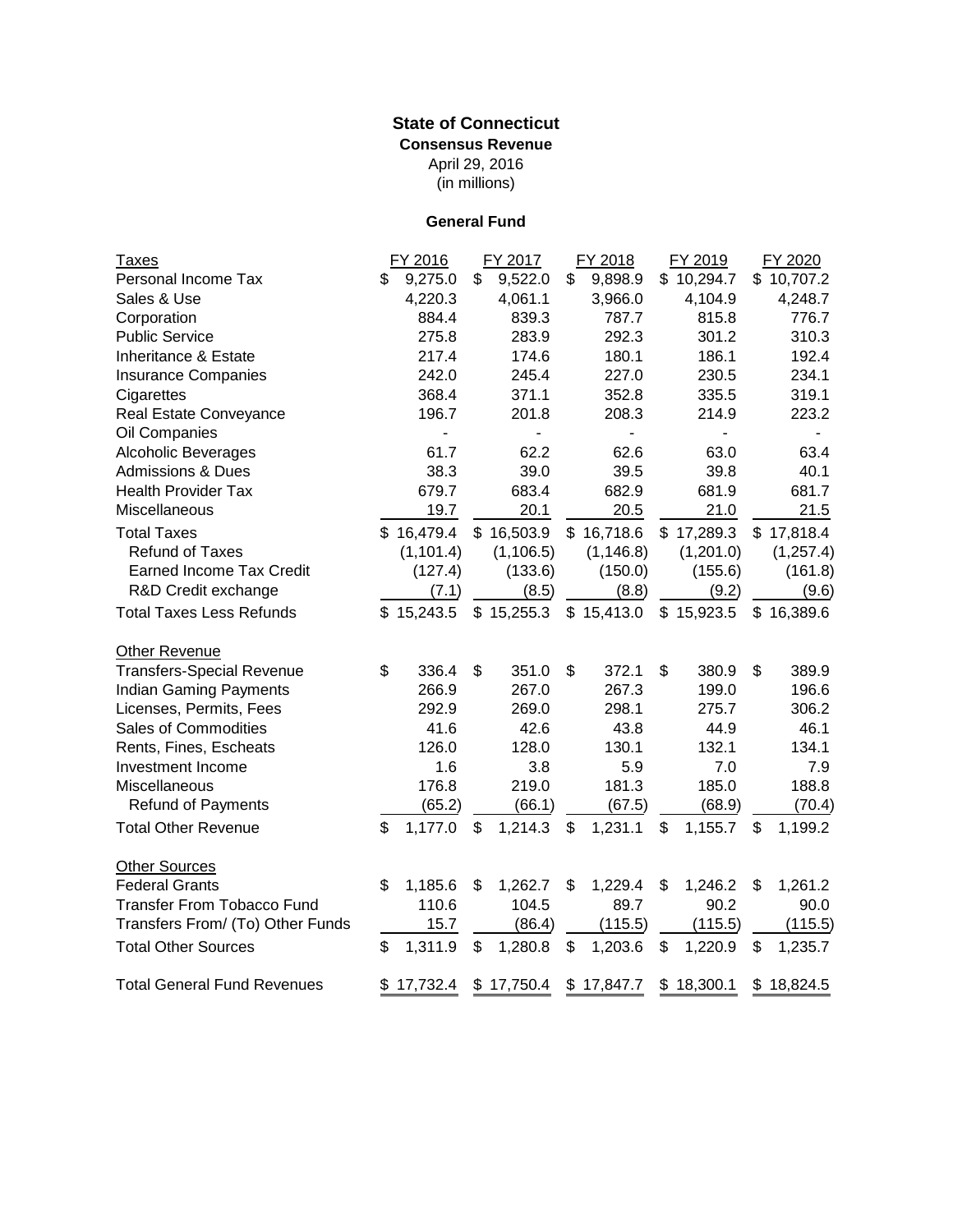# State of Connecticut

**Consensus Revenue**

April 29, 2016

(in millions)

**General Fund**

| Taxes | FY 2016 | FY 2017 | FY 2018 | FY 2019 | FY 2020 |
|---|---|---|---|---|---|
| Personal Income Tax | $ 9,275.0 | $ 9,522.0 | $ 9,898.9 | $ 10,294.7 | $ 10,707.2 |
| Sales & Use | 4,220.3 | 4,061.1 | 3,966.0 | 4,104.9 | 4,248.7 |
| Corporation | 884.4 | 839.3 | 787.7 | 815.8 | 776.7 |
| Public Service | 275.8 | 283.9 | 292.3 | 301.2 | 310.3 |
| Inheritance & Estate | 217.4 | 174.6 | 180.1 | 186.1 | 192.4 |
| Insurance Companies | 242.0 | 245.4 | 227.0 | 230.5 | 234.1 |
| Cigarettes | 368.4 | 371.1 | 352.8 | 335.5 | 319.1 |
| Real Estate Conveyance | 196.7 | 201.8 | 208.3 | 214.9 | 223.2 |
| Oil Companies | - | - | - | - | - |
| Alcoholic Beverages | 61.7 | 62.2 | 62.6 | 63.0 | 63.4 |
| Admissions & Dues | 38.3 | 39.0 | 39.5 | 39.8 | 40.1 |
| Health Provider Tax | 679.7 | 683.4 | 682.9 | 681.9 | 681.7 |
| Miscellaneous | 19.7 | 20.1 | 20.5 | 21.0 | 21.5 |
| Total Taxes | $ 16,479.4 | $ 16,503.9 | $ 16,718.6 | $ 17,289.3 | $ 17,818.4 |
| Refund of Taxes | (1,101.4) | (1,106.5) | (1,146.8) | (1,201.0) | (1,257.4) |
| Earned Income Tax Credit | (127.4) | (133.6) | (150.0) | (155.6) | (161.8) |
| R&D Credit exchange | (7.1) | (8.5) | (8.8) | (9.2) | (9.6) |
| Total Taxes Less Refunds | $ 15,243.5 | $ 15,255.3 | $ 15,413.0 | $ 15,923.5 | $ 16,389.6 |
| **Other Revenue** | | | | | |
| Transfers-Special Revenue | $ 336.4 | $ 351.0 | $ 372.1 | $ 380.9 | $ 389.9 |
| Indian Gaming Payments | 266.9 | 267.0 | 267.3 | 199.0 | 196.6 |
| Licenses, Permits, Fees | 292.9 | 269.0 | 298.1 | 275.7 | 306.2 |
| Sales of Commodities | 41.6 | 42.6 | 43.8 | 44.9 | 46.1 |
| Rents, Fines, Escheats | 126.0 | 128.0 | 130.1 | 132.1 | 134.1 |
| Investment Income | 1.6 | 3.8 | 5.9 | 7.0 | 7.9 |
| Miscellaneous | 176.8 | 219.0 | 181.3 | 185.0 | 188.8 |
| Refund of Payments | (65.2) | (66.1) | (67.5) | (68.9) | (70.4) |
| Total Other Revenue | $ 1,177.0 | $ 1,214.3 | $ 1,231.1 | $ 1,155.7 | $ 1,199.2 |
| **Other Sources** | | | | | |
| Federal Grants | $ 1,185.6 | $ 1,262.7 | $ 1,229.4 | $ 1,246.2 | $ 1,261.2 |
| Transfer From Tobacco Fund | 110.6 | 104.5 | 89.7 | 90.2 | 90.0 |
| Transfers From/ (To) Other Funds | 15.7 | (86.4) | (115.5) | (115.5) | (115.5) |
| Total Other Sources | $ 1,311.9 | $ 1,280.8 | $ 1,203.6 | $ 1,220.9 | $ 1,235.7 |
| Total General Fund Revenues | $ 17,732.4 | $ 17,750.4 | $ 17,847.7 | $ 18,300.1 | $ 18,824.5 |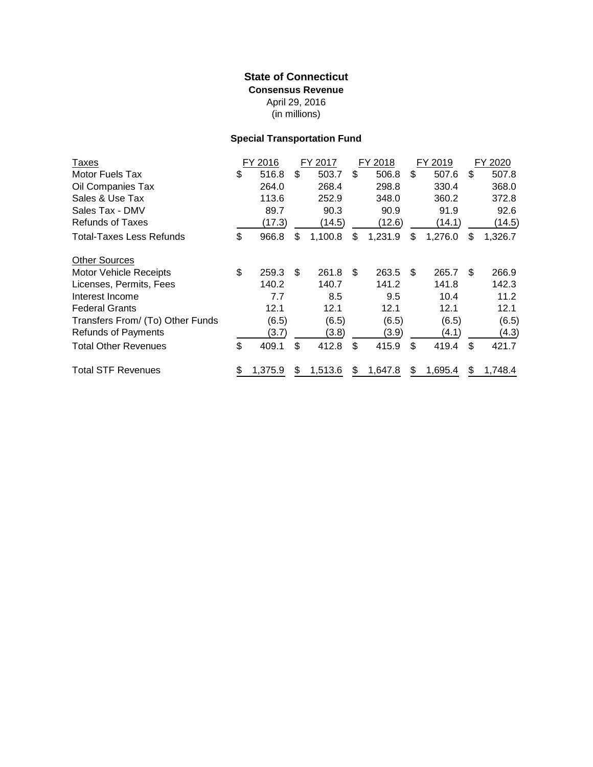# State of Connecticut

**Consensus Revenue**

April 29, 2016

(in millions)

## Special Transportation Fund

| Taxes | FY 2016 | FY 2017 | FY 2018 | FY 2019 | FY 2020 |
|---|---|---|---|---|---|
| Motor Fuels Tax | $ 516.8 | $ 503.7 | $ 506.8 | $ 507.6 | $ 507.8 |
| Oil Companies Tax | 264.0 | 268.4 | 298.8 | 330.4 | 368.0 |
| Sales & Use Tax | 113.6 | 252.9 | 348.0 | 360.2 | 372.8 |
| Sales Tax - DMV | 89.7 | 90.3 | 90.9 | 91.9 | 92.6 |
| Refunds of Taxes | (17.3) | (14.5) | (12.6) | (14.1) | (14.5) |
| Total-Taxes Less Refunds | $ 966.8 | $ 1,100.8 | $ 1,231.9 | $ 1,276.0 | $ 1,326.7 |
| | | | | | |
| Other Sources | | | | | |
| Motor Vehicle Receipts | $ 259.3 | $ 261.8 | $ 263.5 | $ 265.7 | $ 266.9 |
| Licenses, Permits, Fees | 140.2 | 140.7 | 141.2 | 141.8 | 142.3 |
| Interest Income | 7.7 | 8.5 | 9.5 | 10.4 | 11.2 |
| Federal Grants | 12.1 | 12.1 | 12.1 | 12.1 | 12.1 |
| Transfers From/ (To) Other Funds | (6.5) | (6.5) | (6.5) | (6.5) | (6.5) |
| Refunds of Payments | (3.7) | (3.8) | (3.9) | (4.1) | (4.3) |
| Total Other Revenues | $ 409.1 | $ 412.8 | $ 415.9 | $ 419.4 | $ 421.7 |
| | | | | | |
| Total STF Revenues | $ 1,375.9 | $ 1,513.6 | $ 1,647.8 | $ 1,695.4 | $ 1,748.4 |